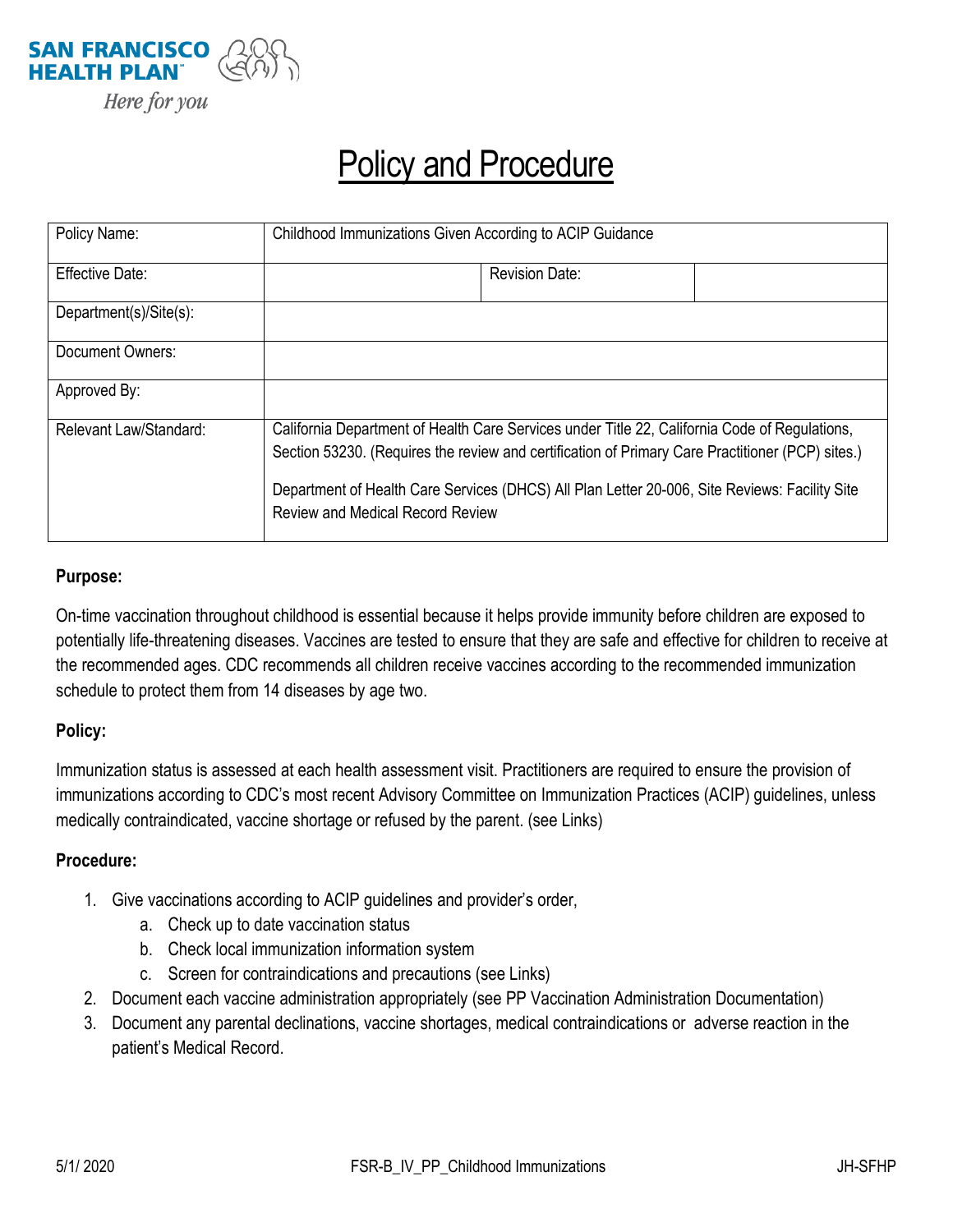SAN FRANCISCO HEALTH PLAN

*Here for you*

# Policy and Procedure

| Policy Name: | Childhood Immunizations Given According to ACIP Guidance | | |
|---|---|---|---|
| Effective Date: | | Revision Date: | |
| Department(s)/Site(s): | | | |
| Document Owners: | | | |
| Approved By: | | | |
| Relevant Law/Standard: | California Department of Health Care Services under Title 22, California Code of Regulations, Section 53230. (Requires the review and certification of Primary Care Practitioner (PCP) sites.)<br><br>Department of Health Care Services (DHCS) All Plan Letter 20-006, Site Reviews: Facility Site Review and Medical Record Review | | |

**Purpose:**

On-time vaccination throughout childhood is essential because it helps provide immunity before children are exposed to potentially life-threatening diseases. Vaccines are tested to ensure that they are safe and effective for children to receive at the recommended ages. CDC recommends all children receive vaccines according to the recommended immunization schedule to protect them from 14 diseases by age two.

**Policy:**

Immunization status is assessed at each health assessment visit. Practitioners are required to ensure the provision of immunizations according to CDC's most recent Advisory Committee on Immunization Practices (ACIP) guidelines, unless medically contraindicated, vaccine shortage or refused by the parent. (see Links)

**Procedure:**

1. Give vaccinations according to ACIP guidelines and provider's order,
   a. Check up to date vaccination status
   b. Check local immunization information system
   c. Screen for contraindications and precautions (see Links)
2. Document each vaccine administration appropriately (see PP Vaccination Administration Documentation)
3. Document any parental declinations, vaccine shortages, medical contraindications or adverse reaction in the patient's Medical Record.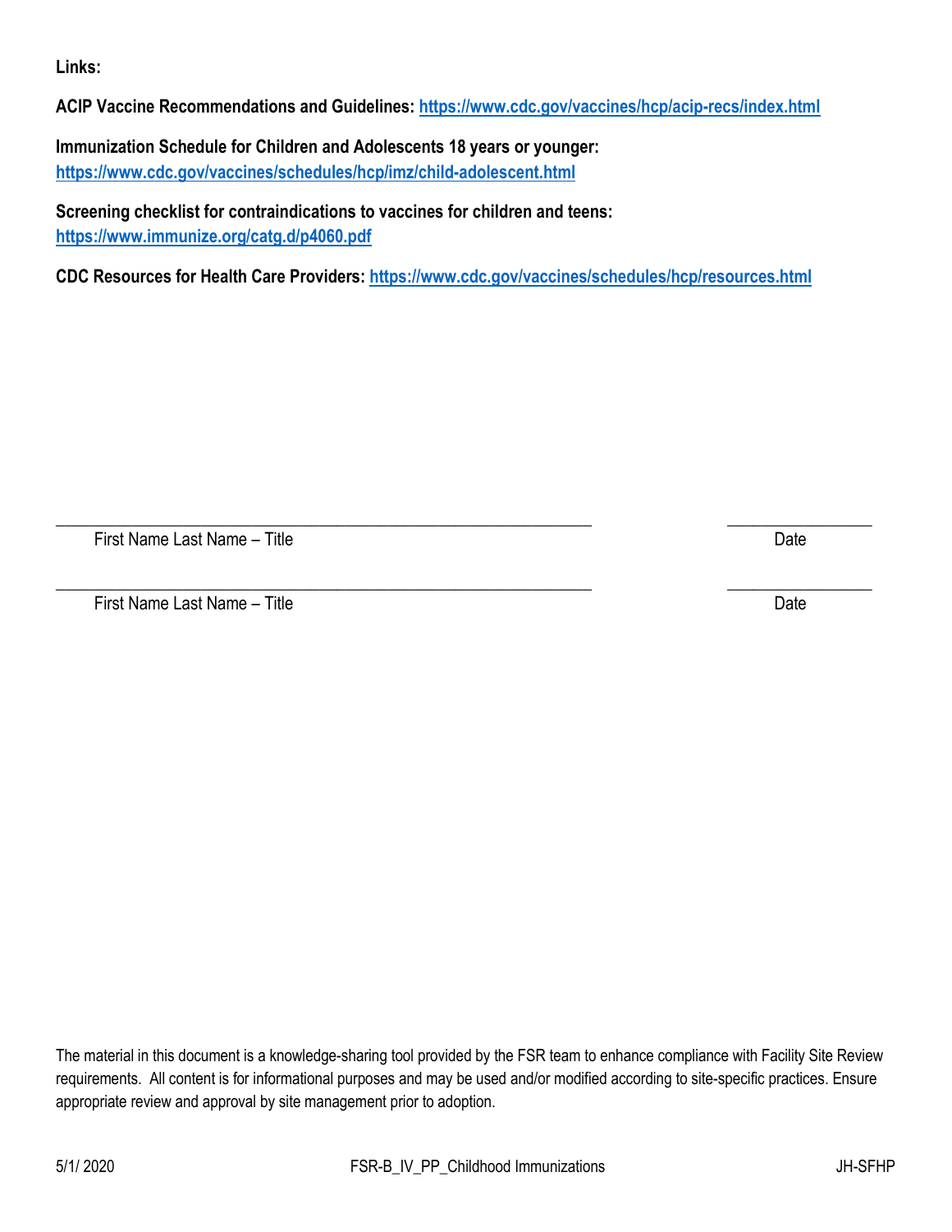**Links:**

**ACIP Vaccine Recommendations and Guidelines:** [https://www.cdc.gov/vaccines/hcp/acip-recs/index.html](https://www.cdc.gov/vaccines/hcp/acip-recs/index.html)

**Immunization Schedule for Children and Adolescents 18 years or younger:** [https://www.cdc.gov/vaccines/schedules/hcp/imz/child-adolescent.html](https://www.cdc.gov/vaccines/schedules/hcp/imz/child-adolescent.html)

**Screening checklist for contraindications to vaccines for children and teens:** [https://www.immunize.org/catg.d/p4060.pdf](https://www.immunize.org/catg.d/p4060.pdf)

**CDC Resources for Health Care Providers:** [https://www.cdc.gov/vaccines/schedules/hcp/resources.html](https://www.cdc.gov/vaccines/schedules/hcp/resources.html)

| | |
|---|---|
| ______________________________ First Name Last Name – Title | __________ Date |
| ______________________________ First Name Last Name – Title | __________ Date |

The material in this document is a knowledge-sharing tool provided by the FSR team to enhance compliance with Facility Site Review requirements. All content is for informational purposes and may be used and/or modified according to site-specific practices. Ensure appropriate review and approval by site management prior to adoption.